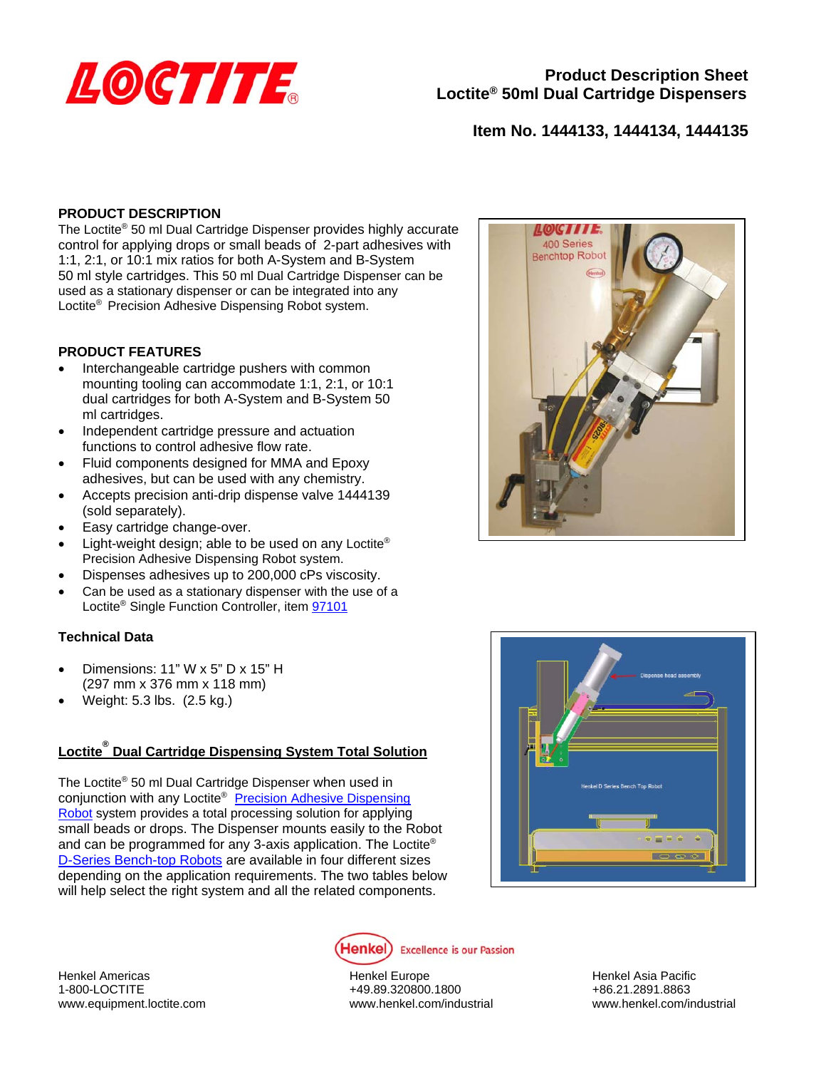# Product Description Sheet
## Loctite® 50ml Dual Cartridge Dispensers

### Item No. 1444133, 1444134, 1444135

**PRODUCT DESCRIPTION**

The Loctite® 50 ml Dual Cartridge Dispenser provides highly accurate control for applying drops or small beads of 2-part adhesives with 1:1, 2:1, or 10:1 mix ratios for both A-System and B-System 50 ml style cartridges. This 50 ml Dual Cartridge Dispenser can be used as a stationary dispenser or can be integrated into any Loctite® Precision Adhesive Dispensing Robot system.

**PRODUCT FEATURES**

- Interchangeable cartridge pushers with common mounting tooling can accommodate 1:1, 2:1, or 10:1 dual cartridges for both A-System and B-System 50 ml cartridges.
- Independent cartridge pressure and actuation functions to control adhesive flow rate.
- Fluid components designed for MMA and Epoxy adhesives, but can be used with any chemistry.
- Accepts precision anti-drip dispense valve 1444139 (sold separately).
- Easy cartridge change-over.
- Light-weight design; able to be used on any Loctite® Precision Adhesive Dispensing Robot system.
- Dispenses adhesives up to 200,000 cPs viscosity.
- Can be used as a stationary dispenser with the use of a Loctite® Single Function Controller, item 97101

**Technical Data**

- Dimensions: 11" W x 5" D x 15" H (297 mm x 376 mm x 118 mm)
- Weight: 5.3 lbs. (2.5 kg.)

**Loctite® Dual Cartridge Dispensing System Total Solution**

The Loctite® 50 ml Dual Cartridge Dispenser when used in conjunction with any Loctite® Precision Adhesive Dispensing Robot system provides a total processing solution for applying small beads or drops. The Dispenser mounts easily to the Robot and can be programmed for any 3-axis application. The Loctite® D-Series Bench-top Robots are available in four different sizes depending on the application requirements. The two tables below will help select the right system and all the related components.

Henkel Excellence is our Passion

Henkel Americas
1-800-LOCTITE
www.equipment.loctite.com

Henkel Europe
+49.89.320800.1800
www.henkel.com/industrial

Henkel Asia Pacific
+86.21.2891.8863
www.henkel.com/industrial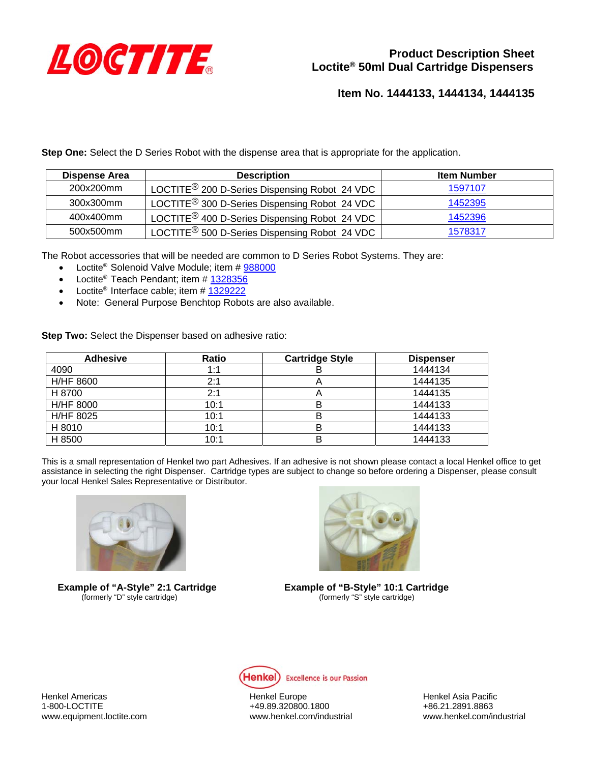# Product Description Sheet
## Loctite® 50ml Dual Cartridge Dispensers

### Item No. 1444133, 1444134, 1444135

**Step One:** Select the D Series Robot with the dispense area that is appropriate for the application.

| Dispense Area | Description | Item Number |
|---|---|---|
| 200x200mm | LOCTITE® 200 D-Series Dispensing Robot 24 VDC | 1597107 |
| 300x300mm | LOCTITE® 300 D-Series Dispensing Robot 24 VDC | 1452395 |
| 400x400mm | LOCTITE® 400 D-Series Dispensing Robot 24 VDC | 1452396 |
| 500x500mm | LOCTITE® 500 D-Series Dispensing Robot 24 VDC | 1578317 |

The Robot accessories that will be needed are common to D Series Robot Systems. They are:

- Loctite® Solenoid Valve Module; item # 988000
- Loctite® Teach Pendant; item # 1328356
- Loctite® Interface cable; item # 1329222
- Note: General Purpose Benchtop Robots are also available.

**Step Two:** Select the Dispenser based on adhesive ratio:

| Adhesive | Ratio | Cartridge Style | Dispenser |
|---|---|---|---|
| 4090 | 1:1 | B | 1444134 |
| H/HF 8600 | 2:1 | A | 1444135 |
| H 8700 | 2:1 | A | 1444135 |
| H/HF 8000 | 10:1 | B | 1444133 |
| H/HF 8025 | 10:1 | B | 1444133 |
| H 8010 | 10:1 | B | 1444133 |
| H 8500 | 10:1 | B | 1444133 |

This is a small representation of Henkel two part Adhesives. If an adhesive is not shown please contact a local Henkel office to get assistance in selecting the right Dispenser. Cartridge types are subject to change so before ordering a Dispenser, please consult your local Henkel Sales Representative or Distributor.

**Example of "A-Style" 2:1 Cartridge**
(formerly "D" style cartridge)

**Example of "B-Style" 10:1 Cartridge**
(formerly "S" style cartridge)

Henkel Excellence is our Passion

Henkel Americas
1-800-LOCTITE
www.equipment.loctite.com

Henkel Europe
+49.89.320800.1800
www.henkel.com/industrial

Henkel Asia Pacific
+86.21.2891.8863
www.henkel.com/industrial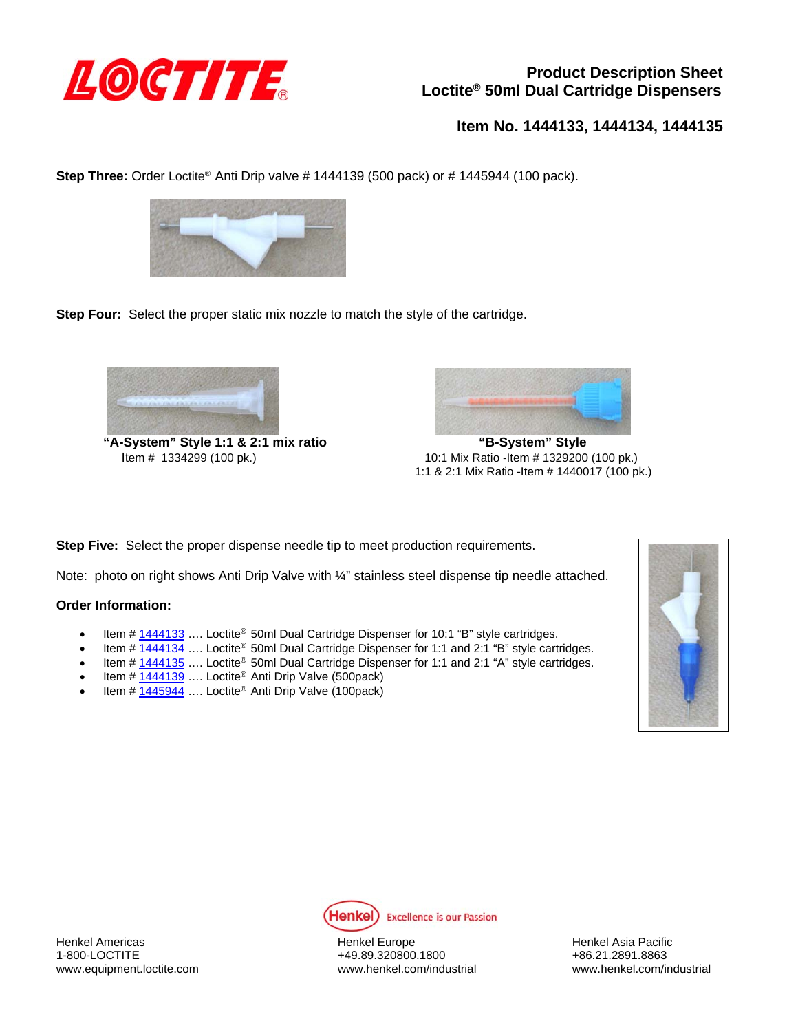# Product Description Sheet
## Loctite® 50ml Dual Cartridge Dispensers

### Item No. 1444133, 1444134, 1444135

**Step Three:** Order Loctite® Anti Drip valve # 1444139 (500 pack) or # 1445944 (100 pack).

**Step Four:** Select the proper static mix nozzle to match the style of the cartridge.

**"A-System" Style 1:1 & 2:1 mix ratio**
Item # 1334299 (100 pk.)

**"B-System" Style**
10:1 Mix Ratio -Item # 1329200 (100 pk.)
1:1 & 2:1 Mix Ratio -Item # 1440017 (100 pk.)

**Step Five:** Select the proper dispense needle tip to meet production requirements.

Note: photo on right shows Anti Drip Valve with ¼" stainless steel dispense tip needle attached.

**Order Information:**

- Item # 1444133 …. Loctite® 50ml Dual Cartridge Dispenser for 10:1 "B" style cartridges.
- Item # 1444134 …. Loctite® 50ml Dual Cartridge Dispenser for 1:1 and 2:1 "B" style cartridges.
- Item # 1444135 …. Loctite® 50ml Dual Cartridge Dispenser for 1:1 and 2:1 "A" style cartridges.
- Item # 1444139 …. Loctite® Anti Drip Valve (500pack)
- Item # 1445944 …. Loctite® Anti Drip Valve (100pack)

Henkel Excellence is our Passion

Henkel Americas
1-800-LOCTITE
www.equipment.loctite.com

Henkel Europe
+49.89.320800.1800
www.henkel.com/industrial

Henkel Asia Pacific
+86.21.2891.8863
www.henkel.com/industrial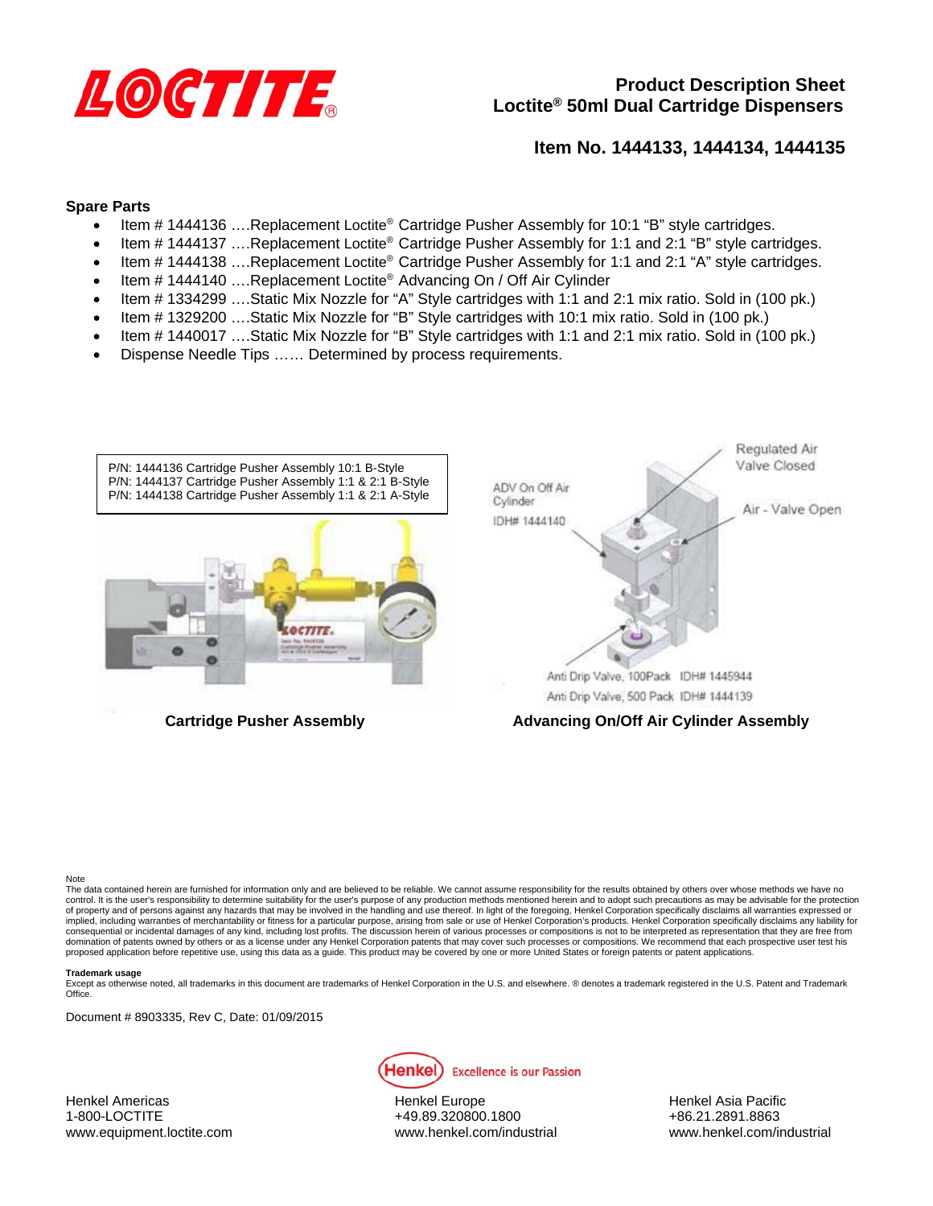# Product Description Sheet
# Loctite® 50ml Dual Cartridge Dispensers

## Item No. 1444133, 1444134, 1444135

### Spare Parts

- Item # 1444136 ….Replacement Loctite® Cartridge Pusher Assembly for 10:1 "B" style cartridges.
- Item # 1444137 ….Replacement Loctite® Cartridge Pusher Assembly for 1:1 and 2:1 "B" style cartridges.
- Item # 1444138 ….Replacement Loctite® Cartridge Pusher Assembly for 1:1 and 2:1 "A" style cartridges.
- Item # 1444140 ….Replacement Loctite® Advancing On / Off Air Cylinder
- Item # 1334299 ….Static Mix Nozzle for "A" Style cartridges with 1:1 and 2:1 mix ratio. Sold in (100 pk.)
- Item # 1329200 ….Static Mix Nozzle for "B" Style cartridges with 10:1 mix ratio. Sold in (100 pk.)
- Item # 1440017 ….Static Mix Nozzle for "B" Style cartridges with 1:1 and 2:1 mix ratio. Sold in (100 pk.)
- Dispense Needle Tips …… Determined by process requirements.

P/N: 1444136 Cartridge Pusher Assembly 10:1 B-Style
P/N: 1444137 Cartridge Pusher Assembly 1:1 & 2:1 B-Style
P/N: 1444138 Cartridge Pusher Assembly 1:1 & 2:1 A-Style

**Cartridge Pusher Assembly**

ADV On Off Air Cylinder
IDH# 1444140
Regulated Air Valve Closed
Air - Valve Open
Anti Drip Valve, 100Pack IDH# 1445944
Anti Drip Valve, 500 Pack IDH# 1444139

**Advancing On/Off Air Cylinder Assembly**

Note
The data contained herein are furnished for information only and are believed to be reliable. We cannot assume responsibility for the results obtained by others over whose methods we have no control. It is the user's responsibility to determine suitability for the user's purpose of any production methods mentioned herein and to adopt such precautions as may be advisable for the protection of property and of persons against any hazards that may be involved in the handling and use thereof. In light of the foregoing, Henkel Corporation specifically disclaims all warranties expressed or implied, including warranties of merchantability or fitness for a particular purpose, arising from sale or use of Henkel Corporation's products. Henkel Corporation specifically disclaims any liability for consequential or incidental damages of any kind, including lost profits. The discussion herein of various processes or compositions is not to be interpreted as representation that they are free from domination of patents owned by others or as a license under any Henkel Corporation patents that may cover such processes or compositions. We recommend that each prospective user test his proposed application before repetitive use, using this data as a guide. This product may be covered by one or more United States or foreign patents or patent applications.

**Trademark usage**
Except as otherwise noted, all trademarks in this document are trademarks of Henkel Corporation in the U.S. and elsewhere. ® denotes a trademark registered in the U.S. Patent and Trademark Office.

Document # 8903335, Rev C, Date: 01/09/2015

Henkel Excellence is our Passion

Henkel Americas
1-800-LOCTITE
www.equipment.loctite.com

Henkel Europe
+49.89.320800.1800
www.henkel.com/industrial

Henkel Asia Pacific
+86.21.2891.8863
www.henkel.com/industrial